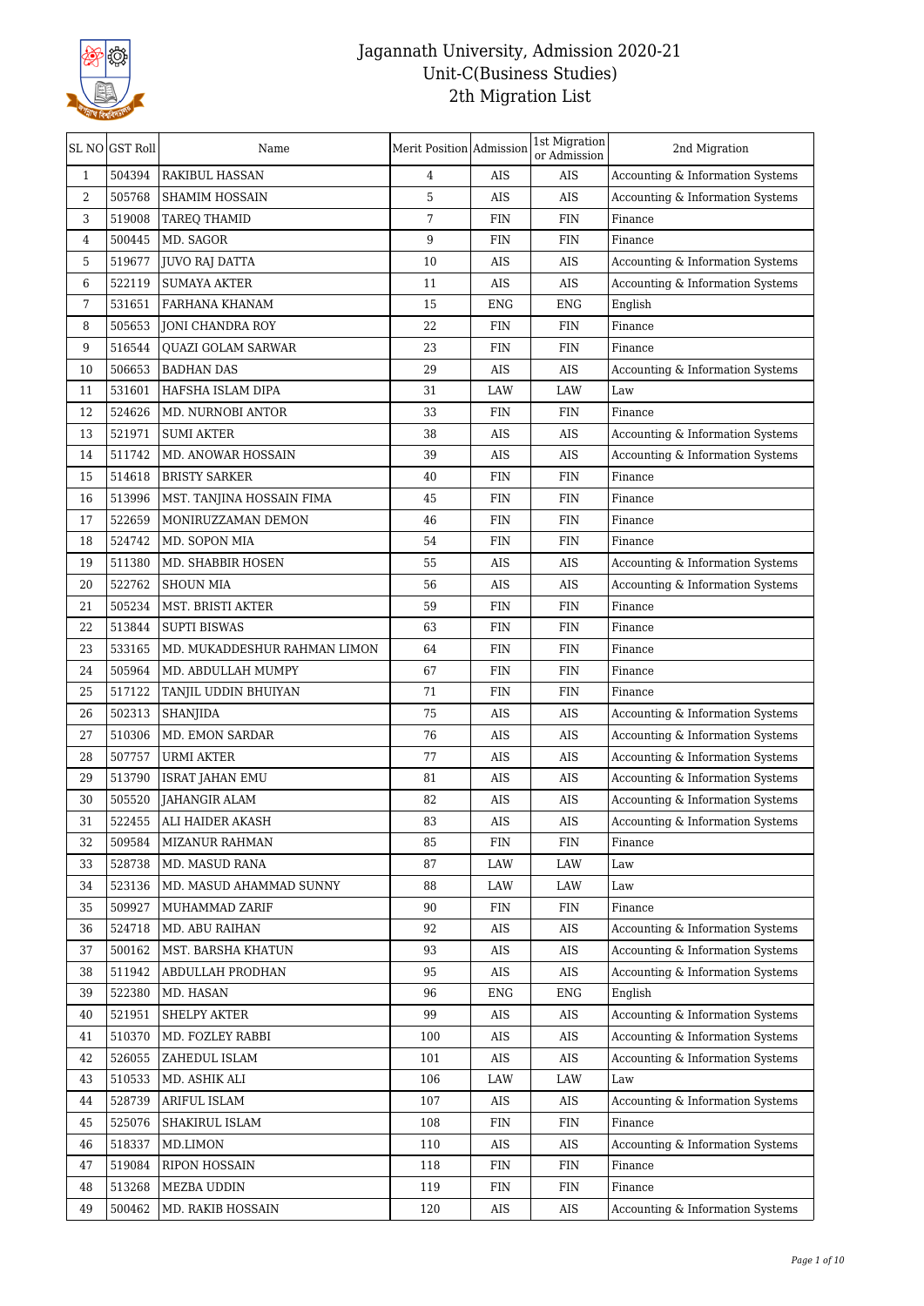# Jagannath University, Admission 2020-21
## Unit-C(Business Studies)
## 2th Migration List

| SL NO | GST Roll | Name | Merit Position | Admission | 1st Migration or Admission | 2nd Migration |
|---|---|---|---|---|---|---|
| 1 | 504394 | RAKIBUL HASSAN | 4 | AIS | AIS | Accounting & Information Systems |
| 2 | 505768 | SHAMIM HOSSAIN | 5 | AIS | AIS | Accounting & Information Systems |
| 3 | 519008 | TAREQ THAMID | 7 | FIN | FIN | Finance |
| 4 | 500445 | MD. SAGOR | 9 | FIN | FIN | Finance |
| 5 | 519677 | JUVO RAJ DATTA | 10 | AIS | AIS | Accounting & Information Systems |
| 6 | 522119 | SUMAYA AKTER | 11 | AIS | AIS | Accounting & Information Systems |
| 7 | 531651 | FARHANA KHANAM | 15 | ENG | ENG | English |
| 8 | 505653 | JONI CHANDRA ROY | 22 | FIN | FIN | Finance |
| 9 | 516544 | QUAZI GOLAM SARWAR | 23 | FIN | FIN | Finance |
| 10 | 506653 | BADHAN DAS | 29 | AIS | AIS | Accounting & Information Systems |
| 11 | 531601 | HAFSHA ISLAM DIPA | 31 | LAW | LAW | Law |
| 12 | 524626 | MD. NURNOBI ANTOR | 33 | FIN | FIN | Finance |
| 13 | 521971 | SUMI AKTER | 38 | AIS | AIS | Accounting & Information Systems |
| 14 | 511742 | MD. ANOWAR HOSSAIN | 39 | AIS | AIS | Accounting & Information Systems |
| 15 | 514618 | BRISTY SARKER | 40 | FIN | FIN | Finance |
| 16 | 513996 | MST. TANJINA HOSSAIN FIMA | 45 | FIN | FIN | Finance |
| 17 | 522659 | MONIRUZZAMAN DEMON | 46 | FIN | FIN | Finance |
| 18 | 524742 | MD. SOPON MIA | 54 | FIN | FIN | Finance |
| 19 | 511380 | MD. SHABBIR HOSEN | 55 | AIS | AIS | Accounting & Information Systems |
| 20 | 522762 | SHOUN MIA | 56 | AIS | AIS | Accounting & Information Systems |
| 21 | 505234 | MST. BRISTI AKTER | 59 | FIN | FIN | Finance |
| 22 | 513844 | SUPTI BISWAS | 63 | FIN | FIN | Finance |
| 23 | 533165 | MD. MUKADDESHUR RAHMAN LIMON | 64 | FIN | FIN | Finance |
| 24 | 505964 | MD. ABDULLAH MUMPY | 67 | FIN | FIN | Finance |
| 25 | 517122 | TANJIL UDDIN BHUIYAN | 71 | FIN | FIN | Finance |
| 26 | 502313 | SHANJIDA | 75 | AIS | AIS | Accounting & Information Systems |
| 27 | 510306 | MD. EMON SARDAR | 76 | AIS | AIS | Accounting & Information Systems |
| 28 | 507757 | URMI AKTER | 77 | AIS | AIS | Accounting & Information Systems |
| 29 | 513790 | ISRAT JAHAN EMU | 81 | AIS | AIS | Accounting & Information Systems |
| 30 | 505520 | JAHANGIR ALAM | 82 | AIS | AIS | Accounting & Information Systems |
| 31 | 522455 | ALI HAIDER AKASH | 83 | AIS | AIS | Accounting & Information Systems |
| 32 | 509584 | MIZANUR RAHMAN | 85 | FIN | FIN | Finance |
| 33 | 528738 | MD. MASUD RANA | 87 | LAW | LAW | Law |
| 34 | 523136 | MD. MASUD AHAMMAD SUNNY | 88 | LAW | LAW | Law |
| 35 | 509927 | MUHAMMAD ZARIF | 90 | FIN | FIN | Finance |
| 36 | 524718 | MD. ABU RAIHAN | 92 | AIS | AIS | Accounting & Information Systems |
| 37 | 500162 | MST. BARSHA KHATUN | 93 | AIS | AIS | Accounting & Information Systems |
| 38 | 511942 | ABDULLAH PRODHAN | 95 | AIS | AIS | Accounting & Information Systems |
| 39 | 522380 | MD. HASAN | 96 | ENG | ENG | English |
| 40 | 521951 | SHELPY AKTER | 99 | AIS | AIS | Accounting & Information Systems |
| 41 | 510370 | MD. FOZLEY RABBI | 100 | AIS | AIS | Accounting & Information Systems |
| 42 | 526055 | ZAHEDUL ISLAM | 101 | AIS | AIS | Accounting & Information Systems |
| 43 | 510533 | MD. ASHIK ALI | 106 | LAW | LAW | Law |
| 44 | 528739 | ARIFUL ISLAM | 107 | AIS | AIS | Accounting & Information Systems |
| 45 | 525076 | SHAKIRUL ISLAM | 108 | FIN | FIN | Finance |
| 46 | 518337 | MD.LIMON | 110 | AIS | AIS | Accounting & Information Systems |
| 47 | 519084 | RIPON HOSSAIN | 118 | FIN | FIN | Finance |
| 48 | 513268 | MEZBA UDDIN | 119 | FIN | FIN | Finance |
| 49 | 500462 | MD. RAKIB HOSSAIN | 120 | AIS | AIS | Accounting & Information Systems |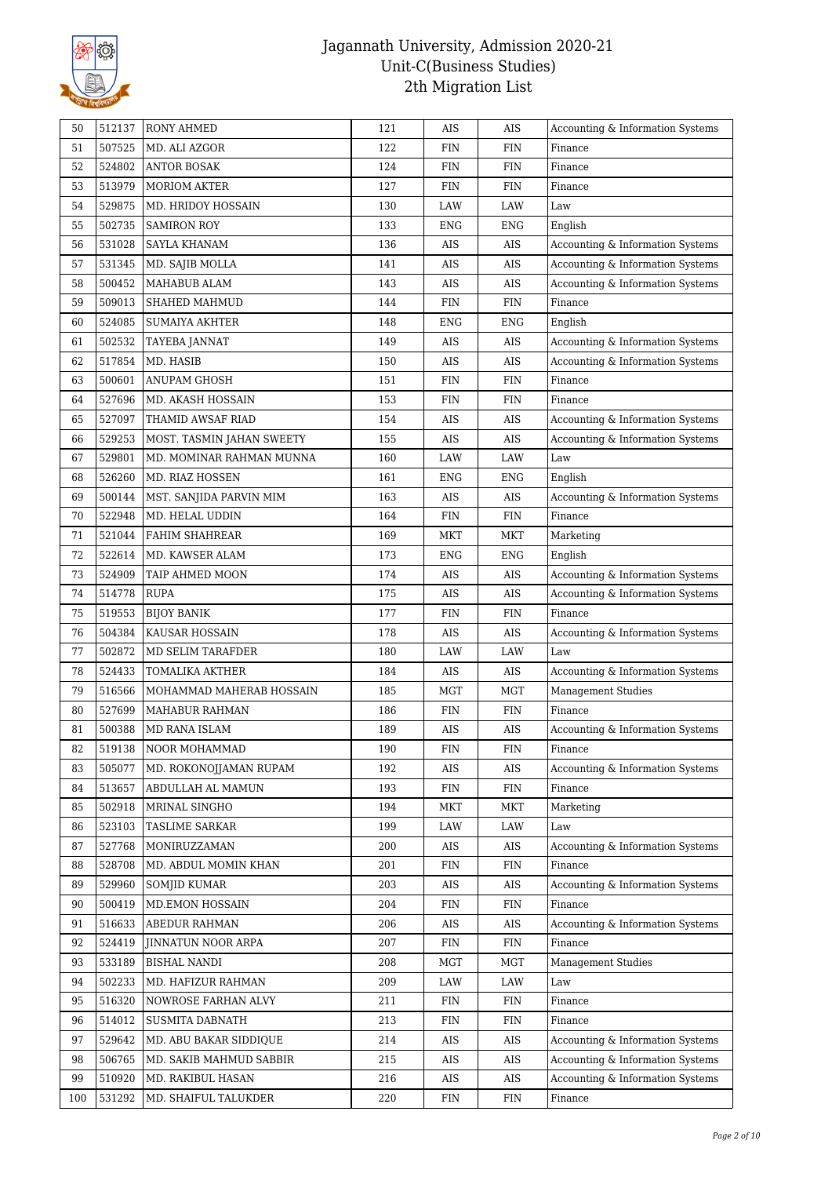# Jagannath University, Admission 2020-21
## Unit-C(Business Studies)
## 2th Migration List

| | | | | | | |
|---|---|---|---|---|---|---|
| 50 | 512137 | RONY AHMED | 121 | AIS | AIS | Accounting & Information Systems |
| 51 | 507525 | MD. ALI AZGOR | 122 | FIN | FIN | Finance |
| 52 | 524802 | ANTOR BOSAK | 124 | FIN | FIN | Finance |
| 53 | 513979 | MORIOM AKTER | 127 | FIN | FIN | Finance |
| 54 | 529875 | MD. HRIDOY HOSSAIN | 130 | LAW | LAW | Law |
| 55 | 502735 | SAMIRON ROY | 133 | ENG | ENG | English |
| 56 | 531028 | SAYLA KHANAM | 136 | AIS | AIS | Accounting & Information Systems |
| 57 | 531345 | MD. SAJIB MOLLA | 141 | AIS | AIS | Accounting & Information Systems |
| 58 | 500452 | MAHABUB ALAM | 143 | AIS | AIS | Accounting & Information Systems |
| 59 | 509013 | SHAHED MAHMUD | 144 | FIN | FIN | Finance |
| 60 | 524085 | SUMAIYA AKHTER | 148 | ENG | ENG | English |
| 61 | 502532 | TAYEBA JANNAT | 149 | AIS | AIS | Accounting & Information Systems |
| 62 | 517854 | MD. HASIB | 150 | AIS | AIS | Accounting & Information Systems |
| 63 | 500601 | ANUPAM GHOSH | 151 | FIN | FIN | Finance |
| 64 | 527696 | MD. AKASH HOSSAIN | 153 | FIN | FIN | Finance |
| 65 | 527097 | THAMID AWSAF RIAD | 154 | AIS | AIS | Accounting & Information Systems |
| 66 | 529253 | MOST. TASMIN JAHAN SWEETY | 155 | AIS | AIS | Accounting & Information Systems |
| 67 | 529801 | MD. MOMINAR RAHMAN MUNNA | 160 | LAW | LAW | Law |
| 68 | 526260 | MD. RIAZ HOSSEN | 161 | ENG | ENG | English |
| 69 | 500144 | MST. SANJIDA PARVIN MIM | 163 | AIS | AIS | Accounting & Information Systems |
| 70 | 522948 | MD. HELAL UDDIN | 164 | FIN | FIN | Finance |
| 71 | 521044 | FAHIM SHAHREAR | 169 | MKT | MKT | Marketing |
| 72 | 522614 | MD. KAWSER ALAM | 173 | ENG | ENG | English |
| 73 | 524909 | TAIP AHMED MOON | 174 | AIS | AIS | Accounting & Information Systems |
| 74 | 514778 | RUPA | 175 | AIS | AIS | Accounting & Information Systems |
| 75 | 519553 | BIJOY BANIK | 177 | FIN | FIN | Finance |
| 76 | 504384 | KAUSAR HOSSAIN | 178 | AIS | AIS | Accounting & Information Systems |
| 77 | 502872 | MD SELIM TARAFDER | 180 | LAW | LAW | Law |
| 78 | 524433 | TOMALIKA AKTHER | 184 | AIS | AIS | Accounting & Information Systems |
| 79 | 516566 | MOHAMMAD MAHERAB HOSSAIN | 185 | MGT | MGT | Management Studies |
| 80 | 527699 | MAHABUR RAHMAN | 186 | FIN | FIN | Finance |
| 81 | 500388 | MD RANA ISLAM | 189 | AIS | AIS | Accounting & Information Systems |
| 82 | 519138 | NOOR MOHAMMAD | 190 | FIN | FIN | Finance |
| 83 | 505077 | MD. ROKONOJJAMAN RUPAM | 192 | AIS | AIS | Accounting & Information Systems |
| 84 | 513657 | ABDULLAH AL MAMUN | 193 | FIN | FIN | Finance |
| 85 | 502918 | MRINAL SINGHO | 194 | MKT | MKT | Marketing |
| 86 | 523103 | TASLIME SARKAR | 199 | LAW | LAW | Law |
| 87 | 527768 | MONIRUZZAMAN | 200 | AIS | AIS | Accounting & Information Systems |
| 88 | 528708 | MD. ABDUL MOMIN KHAN | 201 | FIN | FIN | Finance |
| 89 | 529960 | SOMJID KUMAR | 203 | AIS | AIS | Accounting & Information Systems |
| 90 | 500419 | MD.EMON HOSSAIN | 204 | FIN | FIN | Finance |
| 91 | 516633 | ABEDUR RAHMAN | 206 | AIS | AIS | Accounting & Information Systems |
| 92 | 524419 | JINNATUN NOOR ARPA | 207 | FIN | FIN | Finance |
| 93 | 533189 | BISHAL NANDI | 208 | MGT | MGT | Management Studies |
| 94 | 502233 | MD. HAFIZUR RAHMAN | 209 | LAW | LAW | Law |
| 95 | 516320 | NOWROSE FARHAN ALVY | 211 | FIN | FIN | Finance |
| 96 | 514012 | SUSMITA DABNATH | 213 | FIN | FIN | Finance |
| 97 | 529642 | MD. ABU BAKAR SIDDIQUE | 214 | AIS | AIS | Accounting & Information Systems |
| 98 | 506765 | MD. SAKIB MAHMUD SABBIR | 215 | AIS | AIS | Accounting & Information Systems |
| 99 | 510920 | MD. RAKIBUL HASAN | 216 | AIS | AIS | Accounting & Information Systems |
| 100 | 531292 | MD. SHAIFUL TALUKDER | 220 | FIN | FIN | Finance |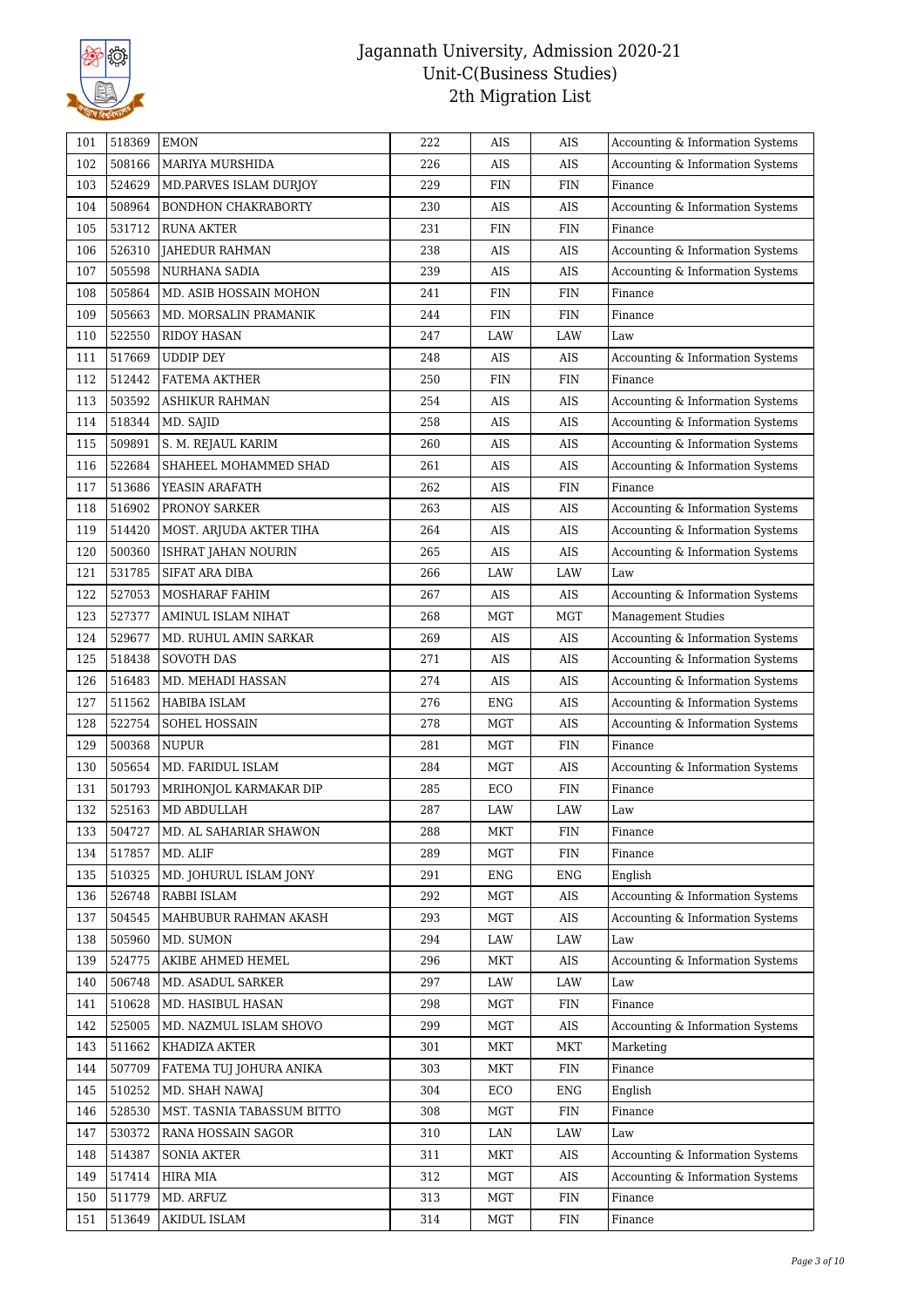| 101 | 518369 | EMON | 222 | AIS | AIS | Accounting & Information Systems |
|---|---|---|---|---|---|---|
| 102 | 508166 | MARIYA MURSHIDA | 226 | AIS | AIS | Accounting & Information Systems |
| 103 | 524629 | MD.PARVES ISLAM DURJOY | 229 | FIN | FIN | Finance |
| 104 | 508964 | BONDHON CHAKRABORTY | 230 | AIS | AIS | Accounting & Information Systems |
| 105 | 531712 | RUNA AKTER | 231 | FIN | FIN | Finance |
| 106 | 526310 | JAHEDUR RAHMAN | 238 | AIS | AIS | Accounting & Information Systems |
| 107 | 505598 | NURHANA SADIA | 239 | AIS | AIS | Accounting & Information Systems |
| 108 | 505864 | MD. ASIB HOSSAIN MOHON | 241 | FIN | FIN | Finance |
| 109 | 505663 | MD. MORSALIN PRAMANIK | 244 | FIN | FIN | Finance |
| 110 | 522550 | RIDOY HASAN | 247 | LAW | LAW | Law |
| 111 | 517669 | UDDIP DEY | 248 | AIS | AIS | Accounting & Information Systems |
| 112 | 512442 | FATEMA AKTHER | 250 | FIN | FIN | Finance |
| 113 | 503592 | ASHIKUR RAHMAN | 254 | AIS | AIS | Accounting & Information Systems |
| 114 | 518344 | MD. SAJID | 258 | AIS | AIS | Accounting & Information Systems |
| 115 | 509891 | S. M. REJAUL KARIM | 260 | AIS | AIS | Accounting & Information Systems |
| 116 | 522684 | SHAHEEL MOHAMMED SHAD | 261 | AIS | AIS | Accounting & Information Systems |
| 117 | 513686 | YEASIN ARAFATH | 262 | AIS | FIN | Finance |
| 118 | 516902 | PRONOY SARKER | 263 | AIS | AIS | Accounting & Information Systems |
| 119 | 514420 | MOST. ARJUDA AKTER TIHA | 264 | AIS | AIS | Accounting & Information Systems |
| 120 | 500360 | ISHRAT JAHAN NOURIN | 265 | AIS | AIS | Accounting & Information Systems |
| 121 | 531785 | SIFAT ARA DIBA | 266 | LAW | LAW | Law |
| 122 | 527053 | MOSHARAF FAHIM | 267 | AIS | AIS | Accounting & Information Systems |
| 123 | 527377 | AMINUL ISLAM NIHAT | 268 | MGT | MGT | Management Studies |
| 124 | 529677 | MD. RUHUL AMIN SARKAR | 269 | AIS | AIS | Accounting & Information Systems |
| 125 | 518438 | SOVOTH DAS | 271 | AIS | AIS | Accounting & Information Systems |
| 126 | 516483 | MD. MEHADI HASSAN | 274 | AIS | AIS | Accounting & Information Systems |
| 127 | 511562 | HABIBA ISLAM | 276 | ENG | AIS | Accounting & Information Systems |
| 128 | 522754 | SOHEL HOSSAIN | 278 | MGT | AIS | Accounting & Information Systems |
| 129 | 500368 | NUPUR | 281 | MGT | FIN | Finance |
| 130 | 505654 | MD. FARIDUL ISLAM | 284 | MGT | AIS | Accounting & Information Systems |
| 131 | 501793 | MRIHONJOL KARMAKAR DIP | 285 | ECO | FIN | Finance |
| 132 | 525163 | MD ABDULLAH | 287 | LAW | LAW | Law |
| 133 | 504727 | MD. AL SAHARIAR SHAWON | 288 | MKT | FIN | Finance |
| 134 | 517857 | MD. ALIF | 289 | MGT | FIN | Finance |
| 135 | 510325 | MD. JOHURUL ISLAM JONY | 291 | ENG | ENG | English |
| 136 | 526748 | RABBI ISLAM | 292 | MGT | AIS | Accounting & Information Systems |
| 137 | 504545 | MAHBUBUR RAHMAN AKASH | 293 | MGT | AIS | Accounting & Information Systems |
| 138 | 505960 | MD. SUMON | 294 | LAW | LAW | Law |
| 139 | 524775 | AKIBE AHMED HEMEL | 296 | MKT | AIS | Accounting & Information Systems |
| 140 | 506748 | MD. ASADUL SARKER | 297 | LAW | LAW | Law |
| 141 | 510628 | MD. HASIBUL HASAN | 298 | MGT | FIN | Finance |
| 142 | 525005 | MD. NAZMUL ISLAM SHOVO | 299 | MGT | AIS | Accounting & Information Systems |
| 143 | 511662 | KHADIZA AKTER | 301 | MKT | MKT | Marketing |
| 144 | 507709 | FATEMA TUJ JOHURA ANIKA | 303 | MKT | FIN | Finance |
| 145 | 510252 | MD. SHAH NAWAJ | 304 | ECO | ENG | English |
| 146 | 528530 | MST. TASNIA TABASSUM BITTO | 308 | MGT | FIN | Finance |
| 147 | 530372 | RANA HOSSAIN SAGOR | 310 | LAN | LAW | Law |
| 148 | 514387 | SONIA AKTER | 311 | MKT | AIS | Accounting & Information Systems |
| 149 | 517414 | HIRA MIA | 312 | MGT | AIS | Accounting & Information Systems |
| 150 | 511779 | MD. ARFUZ | 313 | MGT | FIN | Finance |
| 151 | 513649 | AKIDUL ISLAM | 314 | MGT | FIN | Finance |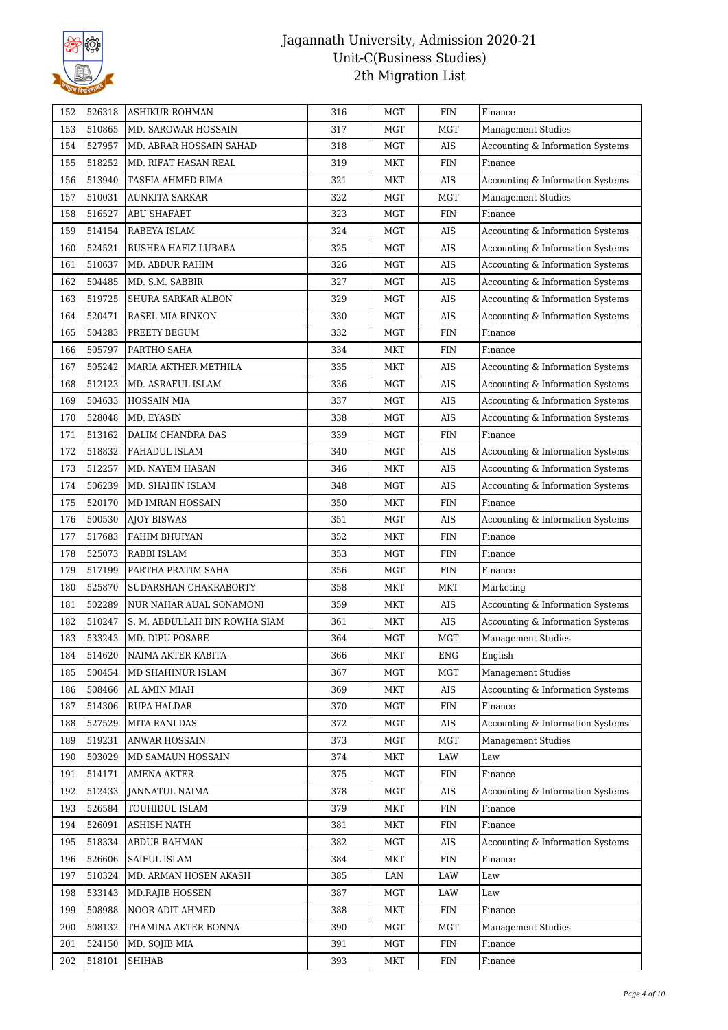| 152 | 526318 | ASHIKUR ROHMAN | 316 | MGT | FIN | Finance |
|---|---|---|---|---|---|---|
| 153 | 510865 | MD. SAROWAR HOSSAIN | 317 | MGT | MGT | Management Studies |
| 154 | 527957 | MD. ABRAR HOSSAIN SAHAD | 318 | MGT | AIS | Accounting & Information Systems |
| 155 | 518252 | MD. RIFAT HASAN REAL | 319 | MKT | FIN | Finance |
| 156 | 513940 | TASFIA AHMED RIMA | 321 | MKT | AIS | Accounting & Information Systems |
| 157 | 510031 | AUNKITA SARKAR | 322 | MGT | MGT | Management Studies |
| 158 | 516527 | ABU SHAFAET | 323 | MGT | FIN | Finance |
| 159 | 514154 | RABEYA ISLAM | 324 | MGT | AIS | Accounting & Information Systems |
| 160 | 524521 | BUSHRA HAFIZ LUBABA | 325 | MGT | AIS | Accounting & Information Systems |
| 161 | 510637 | MD. ABDUR RAHIM | 326 | MGT | AIS | Accounting & Information Systems |
| 162 | 504485 | MD. S.M. SABBIR | 327 | MGT | AIS | Accounting & Information Systems |
| 163 | 519725 | SHURA SARKAR ALBON | 329 | MGT | AIS | Accounting & Information Systems |
| 164 | 520471 | RASEL MIA RINKON | 330 | MGT | AIS | Accounting & Information Systems |
| 165 | 504283 | PREETY BEGUM | 332 | MGT | FIN | Finance |
| 166 | 505797 | PARTHO SAHA | 334 | MKT | FIN | Finance |
| 167 | 505242 | MARIA AKTHER METHILA | 335 | MKT | AIS | Accounting & Information Systems |
| 168 | 512123 | MD. ASRAFUL ISLAM | 336 | MGT | AIS | Accounting & Information Systems |
| 169 | 504633 | HOSSAIN MIA | 337 | MGT | AIS | Accounting & Information Systems |
| 170 | 528048 | MD. EYASIN | 338 | MGT | AIS | Accounting & Information Systems |
| 171 | 513162 | DALIM CHANDRA DAS | 339 | MGT | FIN | Finance |
| 172 | 518832 | FAHADUL ISLAM | 340 | MGT | AIS | Accounting & Information Systems |
| 173 | 512257 | MD. NAYEM HASAN | 346 | MKT | AIS | Accounting & Information Systems |
| 174 | 506239 | MD. SHAHIN ISLAM | 348 | MGT | AIS | Accounting & Information Systems |
| 175 | 520170 | MD IMRAN HOSSAIN | 350 | MKT | FIN | Finance |
| 176 | 500530 | AJOY BISWAS | 351 | MGT | AIS | Accounting & Information Systems |
| 177 | 517683 | FAHIM BHUIYAN | 352 | MKT | FIN | Finance |
| 178 | 525073 | RABBI ISLAM | 353 | MGT | FIN | Finance |
| 179 | 517199 | PARTHA PRATIM SAHA | 356 | MGT | FIN | Finance |
| 180 | 525870 | SUDARSHAN CHAKRABORTY | 358 | MKT | MKT | Marketing |
| 181 | 502289 | NUR NAHAR AUAL SONAMONI | 359 | MKT | AIS | Accounting & Information Systems |
| 182 | 510247 | S. M. ABDULLAH BIN ROWHA SIAM | 361 | MKT | AIS | Accounting & Information Systems |
| 183 | 533243 | MD. DIPU POSARE | 364 | MGT | MGT | Management Studies |
| 184 | 514620 | NAIMA AKTER KABITA | 366 | MKT | ENG | English |
| 185 | 500454 | MD SHAHINUR ISLAM | 367 | MGT | MGT | Management Studies |
| 186 | 508466 | AL AMIN MIAH | 369 | MKT | AIS | Accounting & Information Systems |
| 187 | 514306 | RUPA HALDAR | 370 | MGT | FIN | Finance |
| 188 | 527529 | MITA RANI DAS | 372 | MGT | AIS | Accounting & Information Systems |
| 189 | 519231 | ANWAR HOSSAIN | 373 | MGT | MGT | Management Studies |
| 190 | 503029 | MD SAMAUN HOSSAIN | 374 | MKT | LAW | Law |
| 191 | 514171 | AMENA AKTER | 375 | MGT | FIN | Finance |
| 192 | 512433 | JANNATUL NAIMA | 378 | MGT | AIS | Accounting & Information Systems |
| 193 | 526584 | TOUHIDUL ISLAM | 379 | MKT | FIN | Finance |
| 194 | 526091 | ASHISH NATH | 381 | MKT | FIN | Finance |
| 195 | 518334 | ABDUR RAHMAN | 382 | MGT | AIS | Accounting & Information Systems |
| 196 | 526606 | SAIFUL ISLAM | 384 | MKT | FIN | Finance |
| 197 | 510324 | MD. ARMAN HOSEN AKASH | 385 | LAN | LAW | Law |
| 198 | 533143 | MD.RAJIB HOSSEN | 387 | MGT | LAW | Law |
| 199 | 508988 | NOOR ADIT AHMED | 388 | MKT | FIN | Finance |
| 200 | 508132 | THAMINA AKTER BONNA | 390 | MGT | MGT | Management Studies |
| 201 | 524150 | MD. SOJIB MIA | 391 | MGT | FIN | Finance |
| 202 | 518101 | SHIHAB | 393 | MKT | FIN | Finance |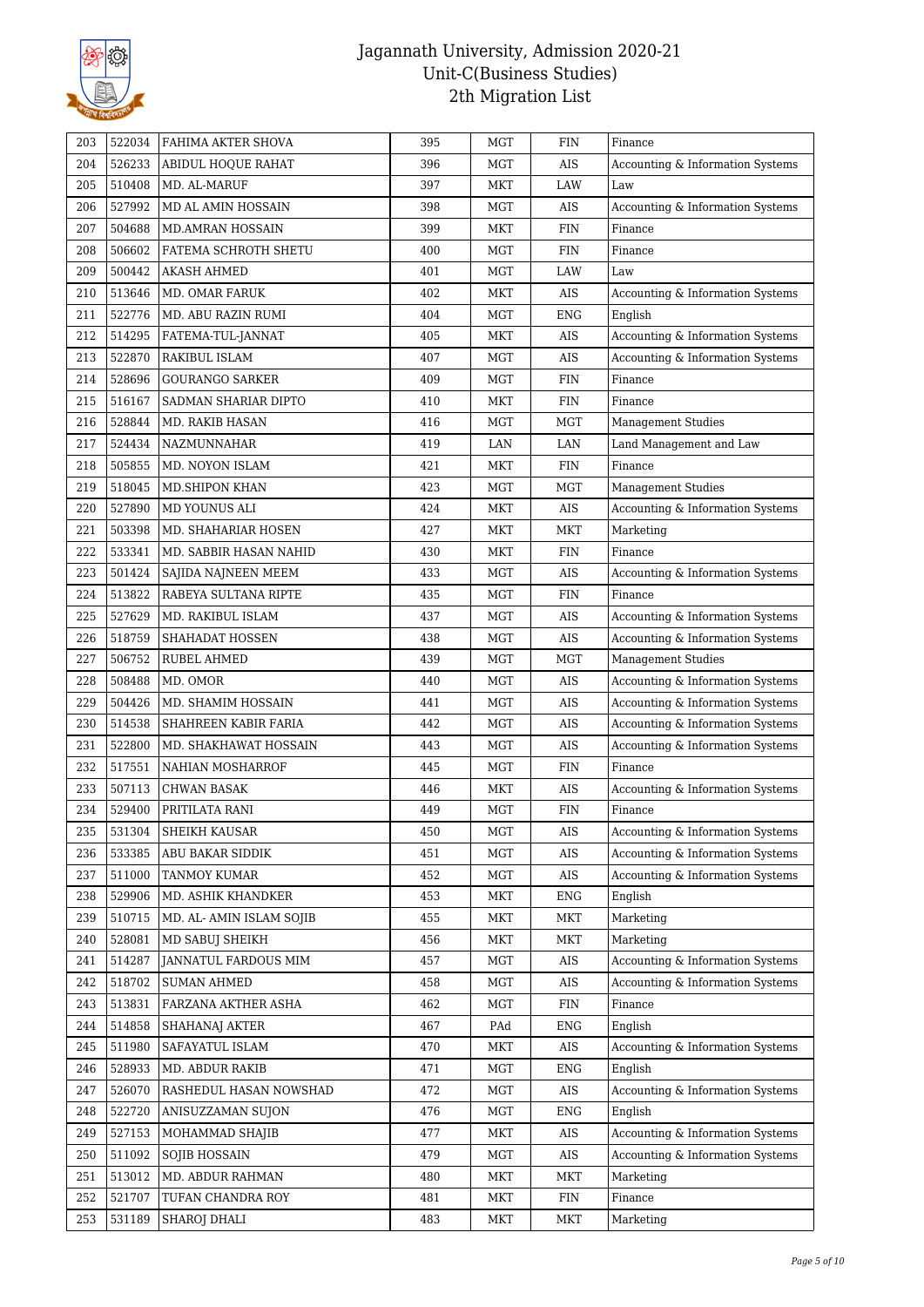| 203 | 522034 | FAHIMA AKTER SHOVA | 395 | MGT | FIN | Finance |
|---|---|---|---|---|---|---|
| 204 | 526233 | ABIDUL HOQUE RAHAT | 396 | MGT | AIS | Accounting & Information Systems |
| 205 | 510408 | MD. AL-MARUF | 397 | MKT | LAW | Law |
| 206 | 527992 | MD AL AMIN HOSSAIN | 398 | MGT | AIS | Accounting & Information Systems |
| 207 | 504688 | MD.AMRAN HOSSAIN | 399 | MKT | FIN | Finance |
| 208 | 506602 | FATEMA SCHROTH SHETU | 400 | MGT | FIN | Finance |
| 209 | 500442 | AKASH AHMED | 401 | MGT | LAW | Law |
| 210 | 513646 | MD. OMAR FARUK | 402 | MKT | AIS | Accounting & Information Systems |
| 211 | 522776 | MD. ABU RAZIN RUMI | 404 | MGT | ENG | English |
| 212 | 514295 | FATEMA-TUL-JANNAT | 405 | MKT | AIS | Accounting & Information Systems |
| 213 | 522870 | RAKIBUL ISLAM | 407 | MGT | AIS | Accounting & Information Systems |
| 214 | 528696 | GOURANGO SARKER | 409 | MGT | FIN | Finance |
| 215 | 516167 | SADMAN SHARIAR DIPTO | 410 | MKT | FIN | Finance |
| 216 | 528844 | MD. RAKIB HASAN | 416 | MGT | MGT | Management Studies |
| 217 | 524434 | NAZMUNNAHAR | 419 | LAN | LAN | Land Management and Law |
| 218 | 505855 | MD. NOYON ISLAM | 421 | MKT | FIN | Finance |
| 219 | 518045 | MD.SHIPON KHAN | 423 | MGT | MGT | Management Studies |
| 220 | 527890 | MD YOUNUS ALI | 424 | MKT | AIS | Accounting & Information Systems |
| 221 | 503398 | MD. SHAHARIAR HOSEN | 427 | MKT | MKT | Marketing |
| 222 | 533341 | MD. SABBIR HASAN NAHID | 430 | MKT | FIN | Finance |
| 223 | 501424 | SAJIDA NAJNEEN MEEM | 433 | MGT | AIS | Accounting & Information Systems |
| 224 | 513822 | RABEYA SULTANA RIPTE | 435 | MGT | FIN | Finance |
| 225 | 527629 | MD. RAKIBUL ISLAM | 437 | MGT | AIS | Accounting & Information Systems |
| 226 | 518759 | SHAHADAT HOSSEN | 438 | MGT | AIS | Accounting & Information Systems |
| 227 | 506752 | RUBEL AHMED | 439 | MGT | MGT | Management Studies |
| 228 | 508488 | MD. OMOR | 440 | MGT | AIS | Accounting & Information Systems |
| 229 | 504426 | MD. SHAMIM HOSSAIN | 441 | MGT | AIS | Accounting & Information Systems |
| 230 | 514538 | SHAHREEN KABIR FARIA | 442 | MGT | AIS | Accounting & Information Systems |
| 231 | 522800 | MD. SHAKHAWAT HOSSAIN | 443 | MGT | AIS | Accounting & Information Systems |
| 232 | 517551 | NAHIAN MOSHARROF | 445 | MGT | FIN | Finance |
| 233 | 507113 | CHWAN BASAK | 446 | MKT | AIS | Accounting & Information Systems |
| 234 | 529400 | PRITILATA RANI | 449 | MGT | FIN | Finance |
| 235 | 531304 | SHEIKH KAUSAR | 450 | MGT | AIS | Accounting & Information Systems |
| 236 | 533385 | ABU BAKAR SIDDIK | 451 | MGT | AIS | Accounting & Information Systems |
| 237 | 511000 | TANMOY KUMAR | 452 | MGT | AIS | Accounting & Information Systems |
| 238 | 529906 | MD. ASHIK KHANDKER | 453 | MKT | ENG | English |
| 239 | 510715 | MD. AL- AMIN ISLAM SOJIB | 455 | MKT | MKT | Marketing |
| 240 | 528081 | MD SABUJ SHEIKH | 456 | MKT | MKT | Marketing |
| 241 | 514287 | JANNATUL FARDOUS MIM | 457 | MGT | AIS | Accounting & Information Systems |
| 242 | 518702 | SUMAN AHMED | 458 | MGT | AIS | Accounting & Information Systems |
| 243 | 513831 | FARZANA AKTHER ASHA | 462 | MGT | FIN | Finance |
| 244 | 514858 | SHAHANAJ AKTER | 467 | PAd | ENG | English |
| 245 | 511980 | SAFAYATUL ISLAM | 470 | MKT | AIS | Accounting & Information Systems |
| 246 | 528933 | MD. ABDUR RAKIB | 471 | MGT | ENG | English |
| 247 | 526070 | RASHEDUL HASAN NOWSHAD | 472 | MGT | AIS | Accounting & Information Systems |
| 248 | 522720 | ANISUZZAMAN SUJON | 476 | MGT | ENG | English |
| 249 | 527153 | MOHAMMAD SHAJIB | 477 | MKT | AIS | Accounting & Information Systems |
| 250 | 511092 | SOJIB HOSSAIN | 479 | MGT | AIS | Accounting & Information Systems |
| 251 | 513012 | MD. ABDUR RAHMAN | 480 | MKT | MKT | Marketing |
| 252 | 521707 | TUFAN CHANDRA ROY | 481 | MKT | FIN | Finance |
| 253 | 531189 | SHAROJ DHALI | 483 | MKT | MKT | Marketing |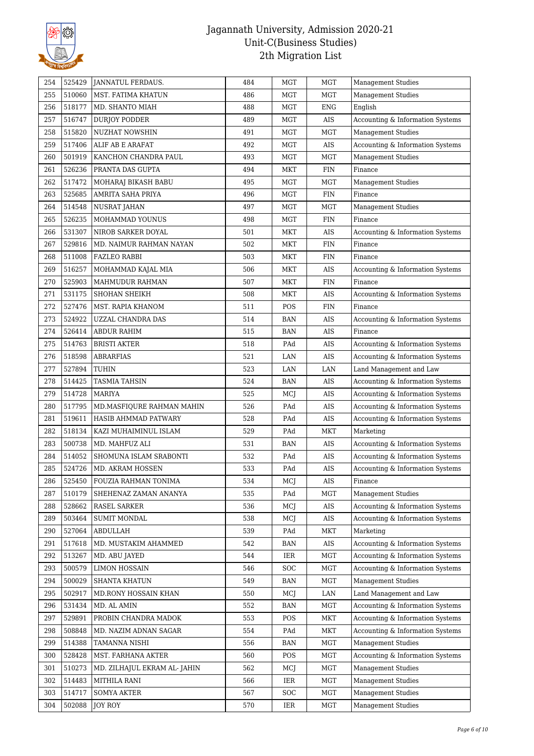| 254 | 525429 | JANNATUL FERDAUS. | 484 | MGT | MGT | Management Studies |
|---|---|---|---|---|---|---|
| 255 | 510060 | MST. FATIMA KHATUN | 486 | MGT | MGT | Management Studies |
| 256 | 518177 | MD. SHANTO MIAH | 488 | MGT | ENG | English |
| 257 | 516747 | DURJOY PODDER | 489 | MGT | AIS | Accounting & Information Systems |
| 258 | 515820 | NUZHAT NOWSHIN | 491 | MGT | MGT | Management Studies |
| 259 | 517406 | ALIF AB E ARAFAT | 492 | MGT | AIS | Accounting & Information Systems |
| 260 | 501919 | KANCHON CHANDRA PAUL | 493 | MGT | MGT | Management Studies |
| 261 | 526236 | PRANTA DAS GUPTA | 494 | MKT | FIN | Finance |
| 262 | 517472 | MOHARAJ BIKASH BABU | 495 | MGT | MGT | Management Studies |
| 263 | 525685 | AMRITA SAHA PRIYA | 496 | MGT | FIN | Finance |
| 264 | 514548 | NUSRAT JAHAN | 497 | MGT | MGT | Management Studies |
| 265 | 526235 | MOHAMMAD YOUNUS | 498 | MGT | FIN | Finance |
| 266 | 531307 | NIROB SARKER DOYAL | 501 | MKT | AIS | Accounting & Information Systems |
| 267 | 529816 | MD. NAIMUR RAHMAN NAYAN | 502 | MKT | FIN | Finance |
| 268 | 511008 | FAZLEO RABBI | 503 | MKT | FIN | Finance |
| 269 | 516257 | MOHAMMAD KAJAL MIA | 506 | MKT | AIS | Accounting & Information Systems |
| 270 | 525903 | MAHMUDUR RAHMAN | 507 | MKT | FIN | Finance |
| 271 | 531175 | SHOHAN SHEIKH | 508 | MKT | AIS | Accounting & Information Systems |
| 272 | 527476 | MST. RAPIA KHANOM | 511 | POS | FIN | Finance |
| 273 | 524922 | UZZAL CHANDRA DAS | 514 | BAN | AIS | Accounting & Information Systems |
| 274 | 526414 | ABDUR RAHIM | 515 | BAN | AIS | Finance |
| 275 | 514763 | BRISTI AKTER | 518 | PAd | AIS | Accounting & Information Systems |
| 276 | 518598 | ABRARFIAS | 521 | LAN | AIS | Accounting & Information Systems |
| 277 | 527894 | TUHIN | 523 | LAN | LAN | Land Management and Law |
| 278 | 514425 | TASMIA TAHSIN | 524 | BAN | AIS | Accounting & Information Systems |
| 279 | 514728 | MARIYA | 525 | MCJ | AIS | Accounting & Information Systems |
| 280 | 517795 | MD.MASFIQURE RAHMAN MAHIN | 526 | PAd | AIS | Accounting & Information Systems |
| 281 | 519611 | HASIB AHMMAD PATWARY | 528 | PAd | AIS | Accounting & Information Systems |
| 282 | 518134 | KAZI MUHAIMINUL ISLAM | 529 | PAd | MKT | Marketing |
| 283 | 500738 | MD. MAHFUZ ALI | 531 | BAN | AIS | Accounting & Information Systems |
| 284 | 514052 | SHOMUNA ISLAM SRABONTI | 532 | PAd | AIS | Accounting & Information Systems |
| 285 | 524726 | MD. AKRAM HOSSEN | 533 | PAd | AIS | Accounting & Information Systems |
| 286 | 525450 | FOUZIA RAHMAN TONIMA | 534 | MCJ | AIS | Finance |
| 287 | 510179 | SHEHENAZ ZAMAN ANANYA | 535 | PAd | MGT | Management Studies |
| 288 | 528662 | RASEL SARKER | 536 | MCJ | AIS | Accounting & Information Systems |
| 289 | 503464 | SUMIT MONDAL | 538 | MCJ | AIS | Accounting & Information Systems |
| 290 | 527064 | ABDULLAH | 539 | PAd | MKT | Marketing |
| 291 | 517618 | MD. MUSTAKIM AHAMMED | 542 | BAN | AIS | Accounting & Information Systems |
| 292 | 513267 | MD. ABU JAYED | 544 | IER | MGT | Accounting & Information Systems |
| 293 | 500579 | LIMON HOSSAIN | 546 | SOC | MGT | Accounting & Information Systems |
| 294 | 500029 | SHANTA KHATUN | 549 | BAN | MGT | Management Studies |
| 295 | 502917 | MD.RONY HOSSAIN KHAN | 550 | MCJ | LAN | Land Management and Law |
| 296 | 531434 | MD. AL AMIN | 552 | BAN | MGT | Accounting & Information Systems |
| 297 | 529891 | PROBIN CHANDRA MADOK | 553 | POS | MKT | Accounting & Information Systems |
| 298 | 508848 | MD. NAZIM ADNAN SAGAR | 554 | PAd | MKT | Accounting & Information Systems |
| 299 | 514388 | TAMANNA NISHI | 556 | BAN | MGT | Management Studies |
| 300 | 528428 | MST. FARHANA AKTER | 560 | POS | MGT | Accounting & Information Systems |
| 301 | 510273 | MD. ZILHAJUL EKRAM AL- JAHIN | 562 | MCJ | MGT | Management Studies |
| 302 | 514483 | MITHILA RANI | 566 | IER | MGT | Management Studies |
| 303 | 514717 | SOMYA AKTER | 567 | SOC | MGT | Management Studies |
| 304 | 502088 | JOY ROY | 570 | IER | MGT | Management Studies |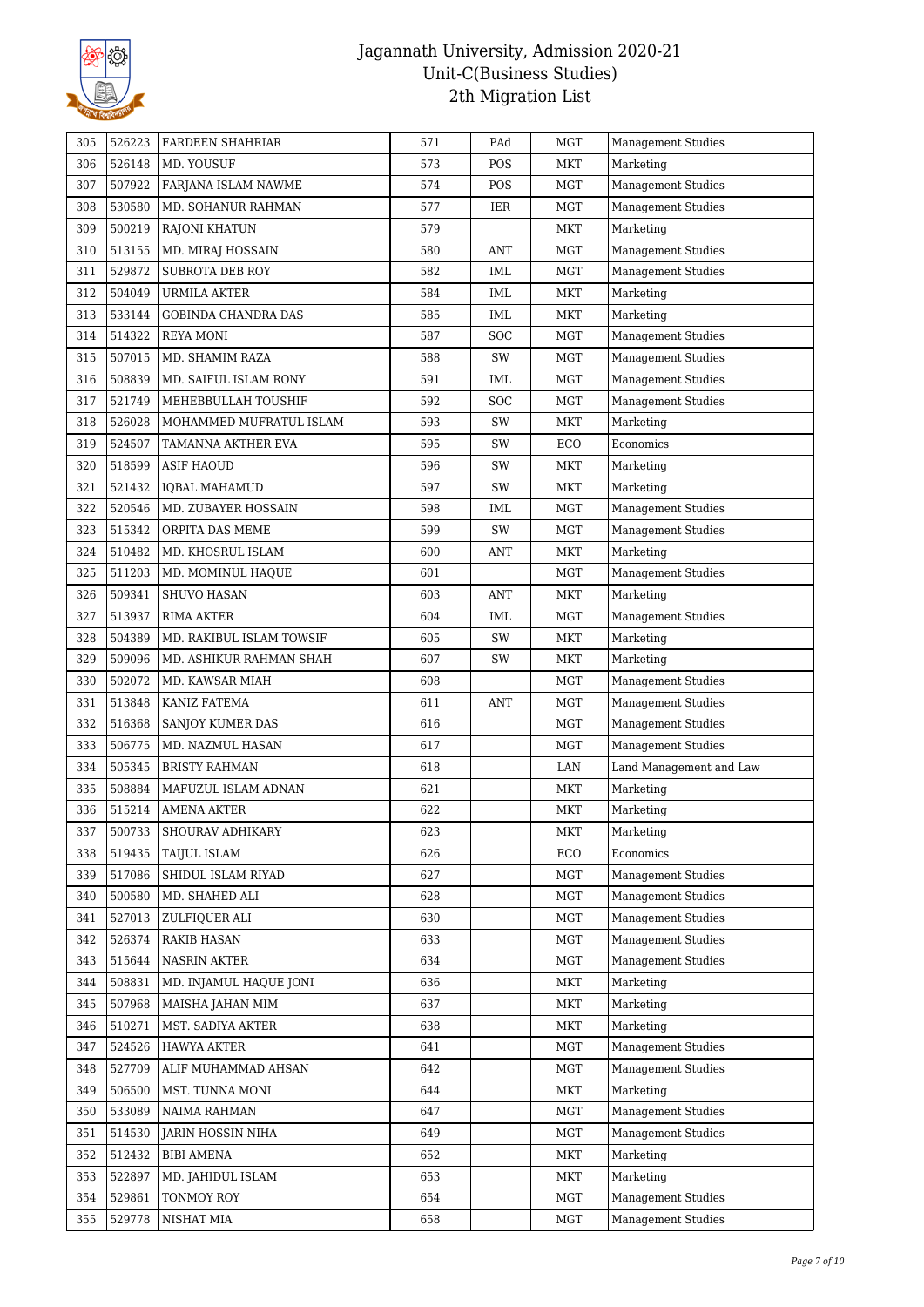# Jagannath University, Admission 2020-21
## Unit-C(Business Studies)
## 2th Migration List

| 305 | 526223 | FARDEEN SHAHRIAR | 571 | PAd | MGT | Management Studies |
|---|---|---|---|---|---|---|
| 306 | 526148 | MD. YOUSUF | 573 | POS | MKT | Marketing |
| 307 | 507922 | FARJANA ISLAM NAWME | 574 | POS | MGT | Management Studies |
| 308 | 530580 | MD. SOHANUR RAHMAN | 577 | IER | MGT | Management Studies |
| 309 | 500219 | RAJONI KHATUN | 579 | | MKT | Marketing |
| 310 | 513155 | MD. MIRAJ HOSSAIN | 580 | ANT | MGT | Management Studies |
| 311 | 529872 | SUBROTA DEB ROY | 582 | IML | MGT | Management Studies |
| 312 | 504049 | URMILA AKTER | 584 | IML | MKT | Marketing |
| 313 | 533144 | GOBINDA CHANDRA DAS | 585 | IML | MKT | Marketing |
| 314 | 514322 | REYA MONI | 587 | SOC | MGT | Management Studies |
| 315 | 507015 | MD. SHAMIM RAZA | 588 | SW | MGT | Management Studies |
| 316 | 508839 | MD. SAIFUL ISLAM RONY | 591 | IML | MGT | Management Studies |
| 317 | 521749 | MEHEBBULLAH TOUSHIF | 592 | SOC | MGT | Management Studies |
| 318 | 526028 | MOHAMMED MUFRATUL ISLAM | 593 | SW | MKT | Marketing |
| 319 | 524507 | TAMANNA AKTHER EVA | 595 | SW | ECO | Economics |
| 320 | 518599 | ASIF HAOUD | 596 | SW | MKT | Marketing |
| 321 | 521432 | IQBAL MAHAMUD | 597 | SW | MKT | Marketing |
| 322 | 520546 | MD. ZUBAYER HOSSAIN | 598 | IML | MGT | Management Studies |
| 323 | 515342 | ORPITA DAS MEME | 599 | SW | MGT | Management Studies |
| 324 | 510482 | MD. KHOSRUL ISLAM | 600 | ANT | MKT | Marketing |
| 325 | 511203 | MD. MOMINUL HAQUE | 601 | | MGT | Management Studies |
| 326 | 509341 | SHUVO HASAN | 603 | ANT | MKT | Marketing |
| 327 | 513937 | RIMA AKTER | 604 | IML | MGT | Management Studies |
| 328 | 504389 | MD. RAKIBUL ISLAM TOWSIF | 605 | SW | MKT | Marketing |
| 329 | 509096 | MD. ASHIKUR RAHMAN SHAH | 607 | SW | MKT | Marketing |
| 330 | 502072 | MD. KAWSAR MIAH | 608 | | MGT | Management Studies |
| 331 | 513848 | KANIZ FATEMA | 611 | ANT | MGT | Management Studies |
| 332 | 516368 | SANJOY KUMER DAS | 616 | | MGT | Management Studies |
| 333 | 506775 | MD. NAZMUL HASAN | 617 | | MGT | Management Studies |
| 334 | 505345 | BRISTY RAHMAN | 618 | | LAN | Land Management and Law |
| 335 | 508884 | MAFUZUL ISLAM ADNAN | 621 | | MKT | Marketing |
| 336 | 515214 | AMENA AKTER | 622 | | MKT | Marketing |
| 337 | 500733 | SHOURAV ADHIKARY | 623 | | MKT | Marketing |
| 338 | 519435 | TAIJUL ISLAM | 626 | | ECO | Economics |
| 339 | 517086 | SHIDUL ISLAM RIYAD | 627 | | MGT | Management Studies |
| 340 | 500580 | MD. SHAHED ALI | 628 | | MGT | Management Studies |
| 341 | 527013 | ZULFIQUER ALI | 630 | | MGT | Management Studies |
| 342 | 526374 | RAKIB HASAN | 633 | | MGT | Management Studies |
| 343 | 515644 | NASRIN AKTER | 634 | | MGT | Management Studies |
| 344 | 508831 | MD. INJAMUL HAQUE JONI | 636 | | MKT | Marketing |
| 345 | 507968 | MAISHA JAHAN MIM | 637 | | MKT | Marketing |
| 346 | 510271 | MST. SADIYA AKTER | 638 | | MKT | Marketing |
| 347 | 524526 | HAWYA AKTER | 641 | | MGT | Management Studies |
| 348 | 527709 | ALIF MUHAMMAD AHSAN | 642 | | MGT | Management Studies |
| 349 | 506500 | MST. TUNNA MONI | 644 | | MKT | Marketing |
| 350 | 533089 | NAIMA RAHMAN | 647 | | MGT | Management Studies |
| 351 | 514530 | JARIN HOSSIN NIHA | 649 | | MGT | Management Studies |
| 352 | 512432 | BIBI AMENA | 652 | | MKT | Marketing |
| 353 | 522897 | MD. JAHIDUL ISLAM | 653 | | MKT | Marketing |
| 354 | 529861 | TONMOY ROY | 654 | | MGT | Management Studies |
| 355 | 529778 | NISHAT MIA | 658 | | MGT | Management Studies |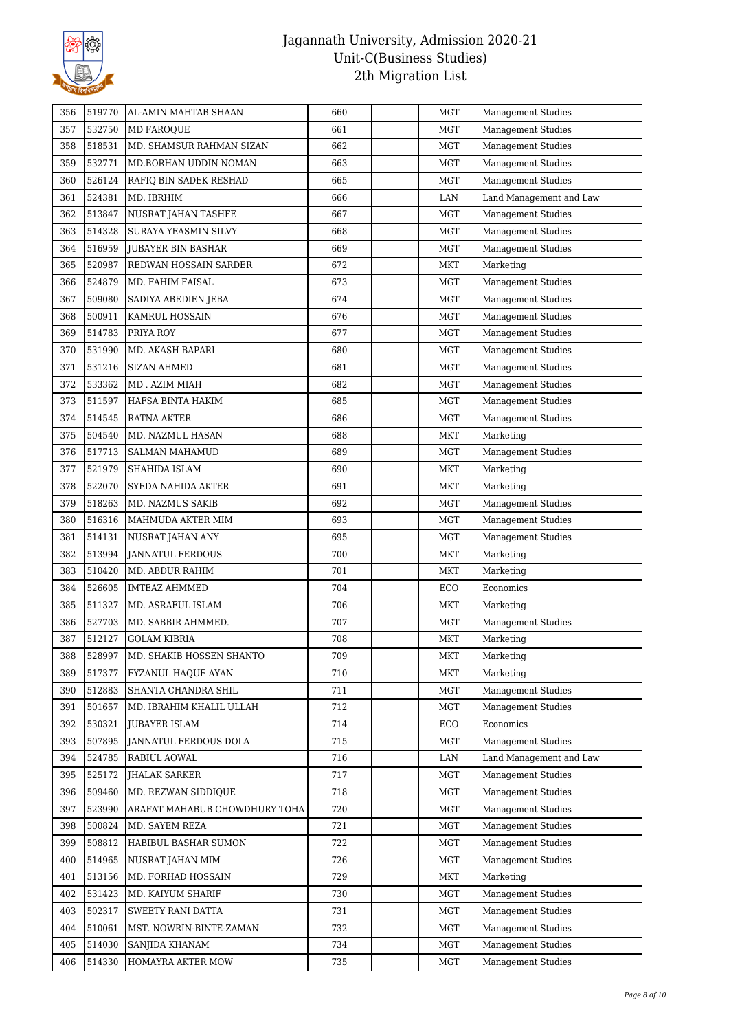# Jagannath University, Admission 2020-21
## Unit-C(Business Studies)
## 2th Migration List

| 356 | 519770 | AL-AMIN MAHTAB SHAAN | 660 | | MGT | Management Studies |
|---|---|---|---|---|---|---|
| 357 | 532750 | MD FAROQUE | 661 | | MGT | Management Studies |
| 358 | 518531 | MD. SHAMSUR RAHMAN SIZAN | 662 | | MGT | Management Studies |
| 359 | 532771 | MD.BORHAN UDDIN NOMAN | 663 | | MGT | Management Studies |
| 360 | 526124 | RAFIQ BIN SADEK RESHAD | 665 | | MGT | Management Studies |
| 361 | 524381 | MD. IBRHIM | 666 | | LAN | Land Management and Law |
| 362 | 513847 | NUSRAT JAHAN TASHFE | 667 | | MGT | Management Studies |
| 363 | 514328 | SURAYA YEASMIN SILVY | 668 | | MGT | Management Studies |
| 364 | 516959 | JUBAYER BIN BASHAR | 669 | | MGT | Management Studies |
| 365 | 520987 | REDWAN HOSSAIN SARDER | 672 | | MKT | Marketing |
| 366 | 524879 | MD. FAHIM FAISAL | 673 | | MGT | Management Studies |
| 367 | 509080 | SADIYA ABEDIEN JEBA | 674 | | MGT | Management Studies |
| 368 | 500911 | KAMRUL HOSSAIN | 676 | | MGT | Management Studies |
| 369 | 514783 | PRIYA ROY | 677 | | MGT | Management Studies |
| 370 | 531990 | MD. AKASH BAPARI | 680 | | MGT | Management Studies |
| 371 | 531216 | SIZAN AHMED | 681 | | MGT | Management Studies |
| 372 | 533362 | MD . AZIM MIAH | 682 | | MGT | Management Studies |
| 373 | 511597 | HAFSA BINTA HAKIM | 685 | | MGT | Management Studies |
| 374 | 514545 | RATNA AKTER | 686 | | MGT | Management Studies |
| 375 | 504540 | MD. NAZMUL HASAN | 688 | | MKT | Marketing |
| 376 | 517713 | SALMAN MAHAMUD | 689 | | MGT | Management Studies |
| 377 | 521979 | SHAHIDA ISLAM | 690 | | MKT | Marketing |
| 378 | 522070 | SYEDA NAHIDA AKTER | 691 | | MKT | Marketing |
| 379 | 518263 | MD. NAZMUS SAKIB | 692 | | MGT | Management Studies |
| 380 | 516316 | MAHMUDA AKTER MIM | 693 | | MGT | Management Studies |
| 381 | 514131 | NUSRAT JAHAN ANY | 695 | | MGT | Management Studies |
| 382 | 513994 | JANNATUL FERDOUS | 700 | | MKT | Marketing |
| 383 | 510420 | MD. ABDUR RAHIM | 701 | | MKT | Marketing |
| 384 | 526605 | IMTEAZ AHMMED | 704 | | ECO | Economics |
| 385 | 511327 | MD. ASRAFUL ISLAM | 706 | | MKT | Marketing |
| 386 | 527703 | MD. SABBIR AHMMED. | 707 | | MGT | Management Studies |
| 387 | 512127 | GOLAM KIBRIA | 708 | | MKT | Marketing |
| 388 | 528997 | MD. SHAKIB HOSSEN SHANTO | 709 | | MKT | Marketing |
| 389 | 517377 | FYZANUL HAQUE AYAN | 710 | | MKT | Marketing |
| 390 | 512883 | SHANTA CHANDRA SHIL | 711 | | MGT | Management Studies |
| 391 | 501657 | MD. IBRAHIM KHALIL ULLAH | 712 | | MGT | Management Studies |
| 392 | 530321 | JUBAYER ISLAM | 714 | | ECO | Economics |
| 393 | 507895 | JANNATUL FERDOUS DOLA | 715 | | MGT | Management Studies |
| 394 | 524785 | RABIUL AOWAL | 716 | | LAN | Land Management and Law |
| 395 | 525172 | JHALAK SARKER | 717 | | MGT | Management Studies |
| 396 | 509460 | MD. REZWAN SIDDIQUE | 718 | | MGT | Management Studies |
| 397 | 523990 | ARAFAT MAHABUB CHOWDHURY TOHA | 720 | | MGT | Management Studies |
| 398 | 500824 | MD. SAYEM REZA | 721 | | MGT | Management Studies |
| 399 | 508812 | HABIBUL BASHAR SUMON | 722 | | MGT | Management Studies |
| 400 | 514965 | NUSRAT JAHAN MIM | 726 | | MGT | Management Studies |
| 401 | 513156 | MD. FORHAD HOSSAIN | 729 | | MKT | Marketing |
| 402 | 531423 | MD. KAIYUM SHARIF | 730 | | MGT | Management Studies |
| 403 | 502317 | SWEETY RANI DATTA | 731 | | MGT | Management Studies |
| 404 | 510061 | MST. NOWRIN-BINTE-ZAMAN | 732 | | MGT | Management Studies |
| 405 | 514030 | SANJIDA KHANAM | 734 | | MGT | Management Studies |
| 406 | 514330 | HOMAYRA AKTER MOW | 735 | | MGT | Management Studies |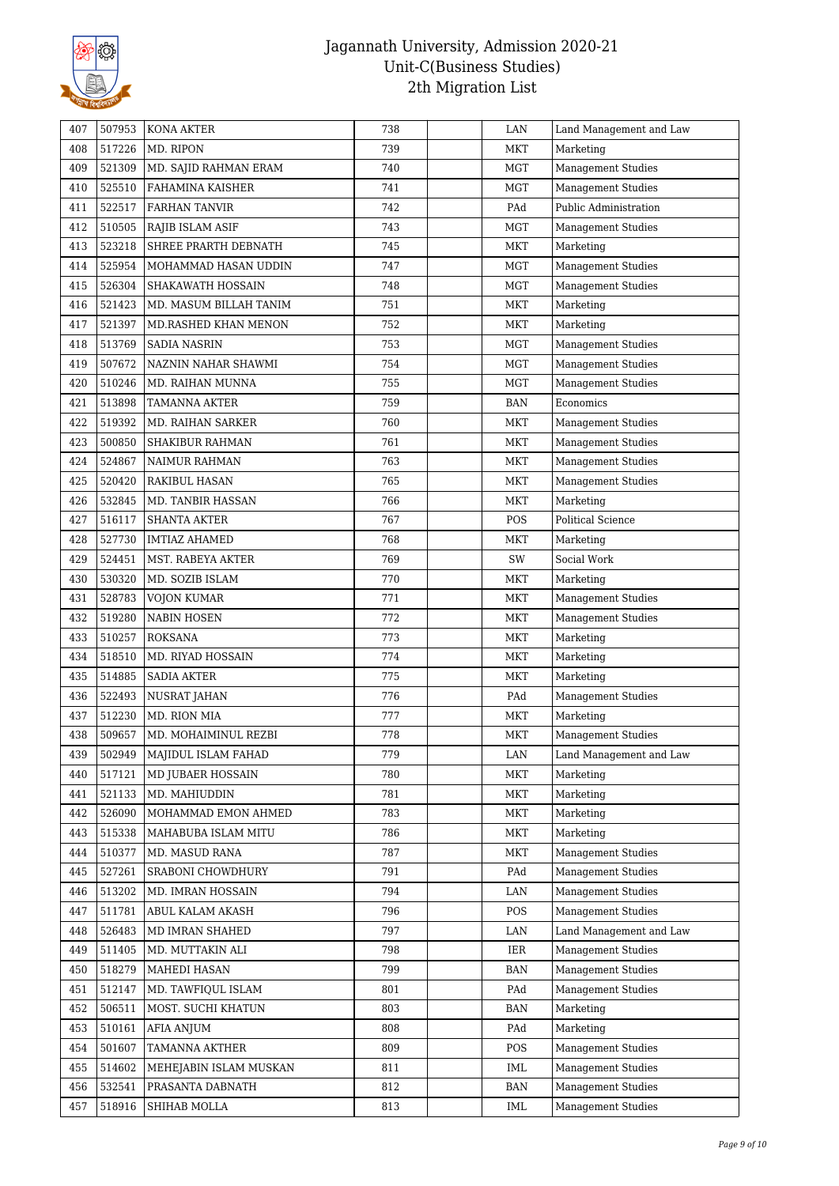# Jagannath University, Admission 2020-21
## Unit-C(Business Studies)
## 2th Migration List

| | | | | | | |
|---|---|---|---|---|---|---|
| 407 | 507953 | KONA AKTER | 738 | | LAN | Land Management and Law |
| 408 | 517226 | MD. RIPON | 739 | | MKT | Marketing |
| 409 | 521309 | MD. SAJID RAHMAN ERAM | 740 | | MGT | Management Studies |
| 410 | 525510 | FAHAMINA KAISHER | 741 | | MGT | Management Studies |
| 411 | 522517 | FARHAN TANVIR | 742 | | PAd | Public Administration |
| 412 | 510505 | RAJIB ISLAM ASIF | 743 | | MGT | Management Studies |
| 413 | 523218 | SHREE PRARTH DEBNATH | 745 | | MKT | Marketing |
| 414 | 525954 | MOHAMMAD HASAN UDDIN | 747 | | MGT | Management Studies |
| 415 | 526304 | SHAKAWATH HOSSAIN | 748 | | MGT | Management Studies |
| 416 | 521423 | MD. MASUM BILLAH TANIM | 751 | | MKT | Marketing |
| 417 | 521397 | MD.RASHED KHAN MENON | 752 | | MKT | Marketing |
| 418 | 513769 | SADIA NASRIN | 753 | | MGT | Management Studies |
| 419 | 507672 | NAZNIN NAHAR SHAWMI | 754 | | MGT | Management Studies |
| 420 | 510246 | MD. RAIHAN MUNNA | 755 | | MGT | Management Studies |
| 421 | 513898 | TAMANNA AKTER | 759 | | BAN | Economics |
| 422 | 519392 | MD. RAIHAN SARKER | 760 | | MKT | Management Studies |
| 423 | 500850 | SHAKIBUR RAHMAN | 761 | | MKT | Management Studies |
| 424 | 524867 | NAIMUR RAHMAN | 763 | | MKT | Management Studies |
| 425 | 520420 | RAKIBUL HASAN | 765 | | MKT | Management Studies |
| 426 | 532845 | MD. TANBIR HASSAN | 766 | | MKT | Marketing |
| 427 | 516117 | SHANTA AKTER | 767 | | POS | Political Science |
| 428 | 527730 | IMTIAZ AHAMED | 768 | | MKT | Marketing |
| 429 | 524451 | MST. RABEYA AKTER | 769 | | SW | Social Work |
| 430 | 530320 | MD. SOZIB ISLAM | 770 | | MKT | Marketing |
| 431 | 528783 | VOJON KUMAR | 771 | | MKT | Management Studies |
| 432 | 519280 | NABIN HOSEN | 772 | | MKT | Management Studies |
| 433 | 510257 | ROKSANA | 773 | | MKT | Marketing |
| 434 | 518510 | MD. RIYAD HOSSAIN | 774 | | MKT | Marketing |
| 435 | 514885 | SADIA AKTER | 775 | | MKT | Marketing |
| 436 | 522493 | NUSRAT JAHAN | 776 | | PAd | Management Studies |
| 437 | 512230 | MD. RION MIA | 777 | | MKT | Marketing |
| 438 | 509657 | MD. MOHAIMINUL REZBI | 778 | | MKT | Management Studies |
| 439 | 502949 | MAJIDUL ISLAM FAHAD | 779 | | LAN | Land Management and Law |
| 440 | 517121 | MD JUBAER HOSSAIN | 780 | | MKT | Marketing |
| 441 | 521133 | MD. MAHIUDDIN | 781 | | MKT | Marketing |
| 442 | 526090 | MOHAMMAD EMON AHMED | 783 | | MKT | Marketing |
| 443 | 515338 | MAHABUBA ISLAM MITU | 786 | | MKT | Marketing |
| 444 | 510377 | MD. MASUD RANA | 787 | | MKT | Management Studies |
| 445 | 527261 | SRABONI CHOWDHURY | 791 | | PAd | Management Studies |
| 446 | 513202 | MD. IMRAN HOSSAIN | 794 | | LAN | Management Studies |
| 447 | 511781 | ABUL KALAM AKASH | 796 | | POS | Management Studies |
| 448 | 526483 | MD IMRAN SHAHED | 797 | | LAN | Land Management and Law |
| 449 | 511405 | MD. MUTTAKIN ALI | 798 | | IER | Management Studies |
| 450 | 518279 | MAHEDI HASAN | 799 | | BAN | Management Studies |
| 451 | 512147 | MD. TAWFIQUL ISLAM | 801 | | PAd | Management Studies |
| 452 | 506511 | MOST. SUCHI KHATUN | 803 | | BAN | Marketing |
| 453 | 510161 | AFIA ANJUM | 808 | | PAd | Marketing |
| 454 | 501607 | TAMANNA AKTHER | 809 | | POS | Management Studies |
| 455 | 514602 | MEHEJABIN ISLAM MUSKAN | 811 | | IML | Management Studies |
| 456 | 532541 | PRASANTA DABNATH | 812 | | BAN | Management Studies |
| 457 | 518916 | SHIHAB MOLLA | 813 | | IML | Management Studies |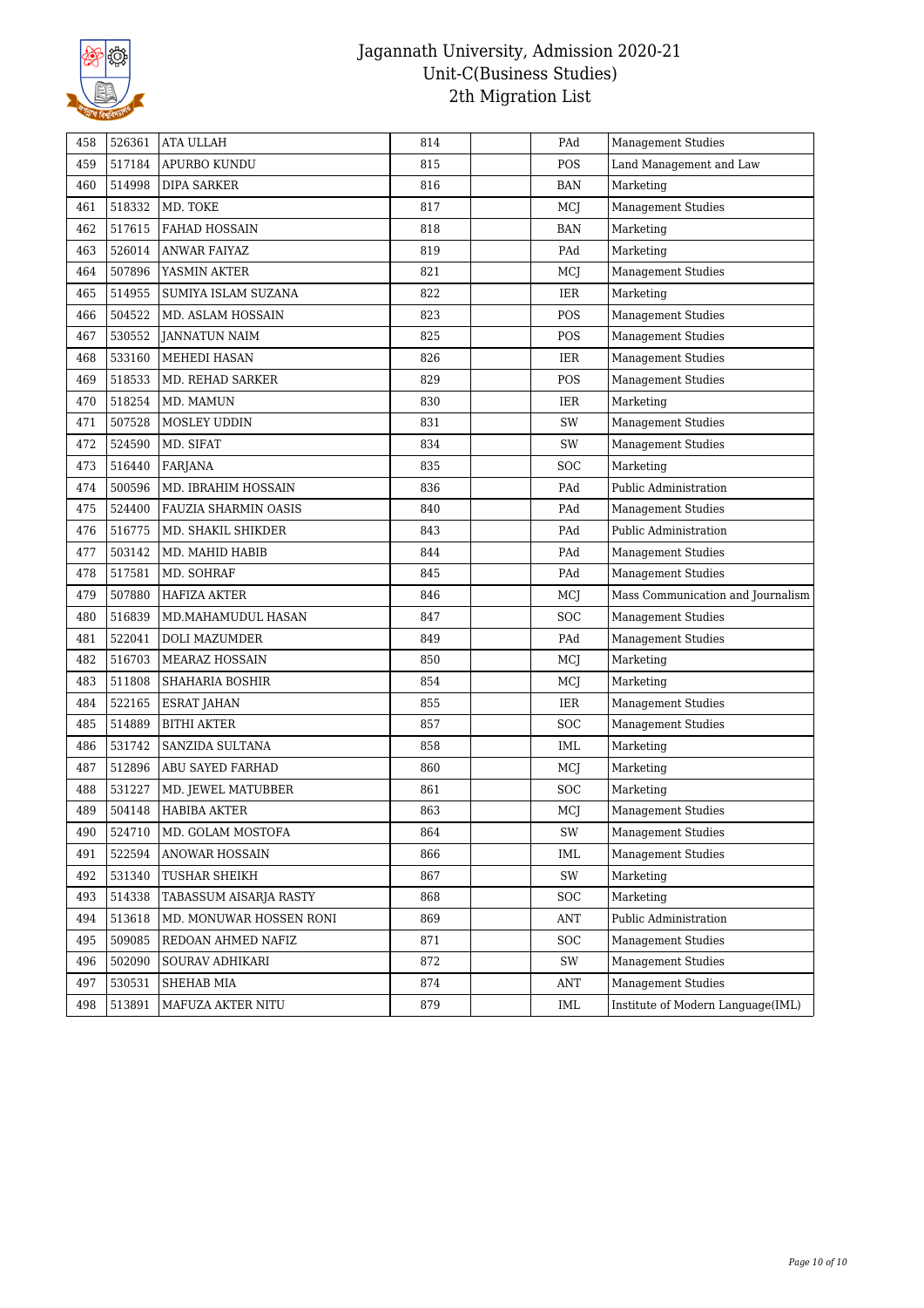# Jagannath University, Admission 2020-21
## Unit-C(Business Studies)
## 2th Migration List

| | | | | | | |
|---|---|---|---|---|---|---|
| 458 | 526361 | ATA ULLAH | 814 | | PAd | Management Studies |
| 459 | 517184 | APURBO KUNDU | 815 | | POS | Land Management and Law |
| 460 | 514998 | DIPA SARKER | 816 | | BAN | Marketing |
| 461 | 518332 | MD. TOKE | 817 | | MCJ | Management Studies |
| 462 | 517615 | FAHAD HOSSAIN | 818 | | BAN | Marketing |
| 463 | 526014 | ANWAR FAIYAZ | 819 | | PAd | Marketing |
| 464 | 507896 | YASMIN AKTER | 821 | | MCJ | Management Studies |
| 465 | 514955 | SUMIYA ISLAM SUZANA | 822 | | IER | Marketing |
| 466 | 504522 | MD. ASLAM HOSSAIN | 823 | | POS | Management Studies |
| 467 | 530552 | JANNATUN NAIM | 825 | | POS | Management Studies |
| 468 | 533160 | MEHEDI HASAN | 826 | | IER | Management Studies |
| 469 | 518533 | MD. REHAD SARKER | 829 | | POS | Management Studies |
| 470 | 518254 | MD. MAMUN | 830 | | IER | Marketing |
| 471 | 507528 | MOSLEY UDDIN | 831 | | SW | Management Studies |
| 472 | 524590 | MD. SIFAT | 834 | | SW | Management Studies |
| 473 | 516440 | FARJANA | 835 | | SOC | Marketing |
| 474 | 500596 | MD. IBRAHIM HOSSAIN | 836 | | PAd | Public Administration |
| 475 | 524400 | FAUZIA SHARMIN OASIS | 840 | | PAd | Management Studies |
| 476 | 516775 | MD. SHAKIL SHIKDER | 843 | | PAd | Public Administration |
| 477 | 503142 | MD. MAHID HABIB | 844 | | PAd | Management Studies |
| 478 | 517581 | MD. SOHRAF | 845 | | PAd | Management Studies |
| 479 | 507880 | HAFIZA AKTER | 846 | | MCJ | Mass Communication and Journalism |
| 480 | 516839 | MD.MAHAMUDUL HASAN | 847 | | SOC | Management Studies |
| 481 | 522041 | DOLI MAZUMDER | 849 | | PAd | Management Studies |
| 482 | 516703 | MEARAZ HOSSAIN | 850 | | MCJ | Marketing |
| 483 | 511808 | SHAHARIA BOSHIR | 854 | | MCJ | Marketing |
| 484 | 522165 | ESRAT JAHAN | 855 | | IER | Management Studies |
| 485 | 514889 | BITHI AKTER | 857 | | SOC | Management Studies |
| 486 | 531742 | SANZIDA SULTANA | 858 | | IML | Marketing |
| 487 | 512896 | ABU SAYED FARHAD | 860 | | MCJ | Marketing |
| 488 | 531227 | MD. JEWEL MATUBBER | 861 | | SOC | Marketing |
| 489 | 504148 | HABIBA AKTER | 863 | | MCJ | Management Studies |
| 490 | 524710 | MD. GOLAM MOSTOFA | 864 | | SW | Management Studies |
| 491 | 522594 | ANOWAR HOSSAIN | 866 | | IML | Management Studies |
| 492 | 531340 | TUSHAR SHEIKH | 867 | | SW | Marketing |
| 493 | 514338 | TABASSUM AISARJA RASTY | 868 | | SOC | Marketing |
| 494 | 513618 | MD. MONUWAR HOSSEN RONI | 869 | | ANT | Public Administration |
| 495 | 509085 | REDOAN AHMED NAFIZ | 871 | | SOC | Management Studies |
| 496 | 502090 | SOURAV ADHIKARI | 872 | | SW | Management Studies |
| 497 | 530531 | SHEHAB MIA | 874 | | ANT | Management Studies |
| 498 | 513891 | MAFUZA AKTER NITU | 879 | | IML | Institute of Modern Language(IML) |